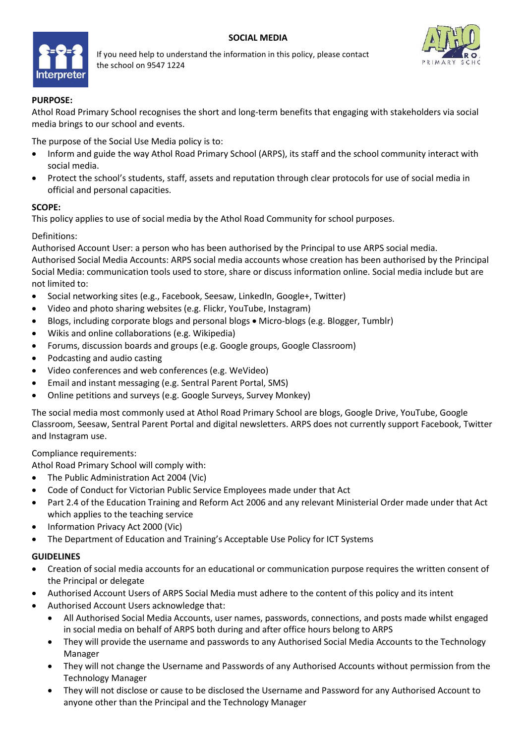# SOCIAL MEDIA

If you need help to understand the information in this policy, please contact the school on 9547 1224

## PURPOSE:

Athol Road Primary School recognises the short and long-term benefits that engaging with stakeholders via social media brings to our school and events.

The purpose of the Social Use Media policy is to:

- Inform and guide the way Athol Road Primary School (ARPS), its staff and the school community interact with social media.
- Protect the school's students, staff, assets and reputation through clear protocols for use of social media in official and personal capacities.

## SCOPE:

This policy applies to use of social media by the Athol Road Community for school purposes.

Definitions:

Authorised Account User: a person who has been authorised by the Principal to use ARPS social media.
Authorised Social Media Accounts: ARPS social media accounts whose creation has been authorised by the Principal
Social Media: communication tools used to store, share or discuss information online. Social media include but are not limited to:

- Social networking sites (e.g., Facebook, Seesaw, LinkedIn, Google+, Twitter)
- Video and photo sharing websites (e.g. Flickr, YouTube, Instagram)
- Blogs, including corporate blogs and personal blogs • Micro-blogs (e.g. Blogger, Tumblr)
- Wikis and online collaborations (e.g. Wikipedia)
- Forums, discussion boards and groups (e.g. Google groups, Google Classroom)
- Podcasting and audio casting
- Video conferences and web conferences (e.g. WeVideo)
- Email and instant messaging (e.g. Sentral Parent Portal, SMS)
- Online petitions and surveys (e.g. Google Surveys, Survey Monkey)

The social media most commonly used at Athol Road Primary School are blogs, Google Drive, YouTube, Google Classroom, Seesaw, Sentral Parent Portal and digital newsletters. ARPS does not currently support Facebook, Twitter and Instagram use.

Compliance requirements:

Athol Road Primary School will comply with:

- The Public Administration Act 2004 (Vic)
- Code of Conduct for Victorian Public Service Employees made under that Act
- Part 2.4 of the Education Training and Reform Act 2006 and any relevant Ministerial Order made under that Act which applies to the teaching service
- Information Privacy Act 2000 (Vic)
- The Department of Education and Training's Acceptable Use Policy for ICT Systems

## GUIDELINES

- Creation of social media accounts for an educational or communication purpose requires the written consent of the Principal or delegate
- Authorised Account Users of ARPS Social Media must adhere to the content of this policy and its intent
- Authorised Account Users acknowledge that:
    - All Authorised Social Media Accounts, user names, passwords, connections, and posts made whilst engaged in social media on behalf of ARPS both during and after office hours belong to ARPS
    - They will provide the username and passwords to any Authorised Social Media Accounts to the Technology Manager
    - They will not change the Username and Passwords of any Authorised Accounts without permission from the Technology Manager
    - They will not disclose or cause to be disclosed the Username and Password for any Authorised Account to anyone other than the Principal and the Technology Manager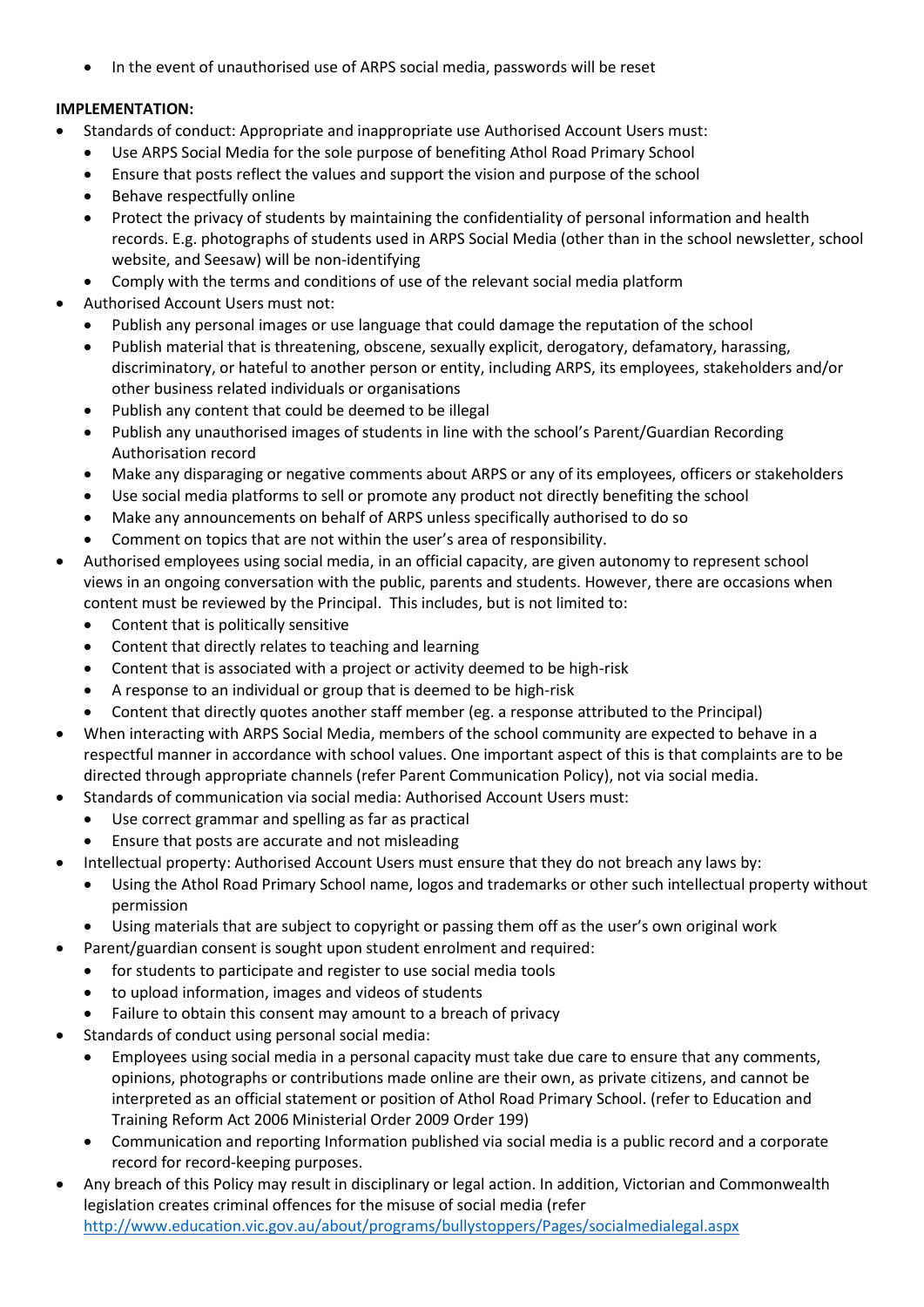- In the event of unauthorised use of ARPS social media, passwords will be reset

**IMPLEMENTATION:**

- Standards of conduct: Appropriate and inappropriate use Authorised Account Users must:
  - Use ARPS Social Media for the sole purpose of benefiting Athol Road Primary School
  - Ensure that posts reflect the values and support the vision and purpose of the school
  - Behave respectfully online
  - Protect the privacy of students by maintaining the confidentiality of personal information and health records. E.g. photographs of students used in ARPS Social Media (other than in the school newsletter, school website, and Seesaw) will be non-identifying
  - Comply with the terms and conditions of use of the relevant social media platform
- Authorised Account Users must not:
  - Publish any personal images or use language that could damage the reputation of the school
  - Publish material that is threatening, obscene, sexually explicit, derogatory, defamatory, harassing, discriminatory, or hateful to another person or entity, including ARPS, its employees, stakeholders and/or other business related individuals or organisations
  - Publish any content that could be deemed to be illegal
  - Publish any unauthorised images of students in line with the school's Parent/Guardian Recording Authorisation record
  - Make any disparaging or negative comments about ARPS or any of its employees, officers or stakeholders
  - Use social media platforms to sell or promote any product not directly benefiting the school
  - Make any announcements on behalf of ARPS unless specifically authorised to do so
  - Comment on topics that are not within the user's area of responsibility.
- Authorised employees using social media, in an official capacity, are given autonomy to represent school views in an ongoing conversation with the public, parents and students. However, there are occasions when content must be reviewed by the Principal. This includes, but is not limited to:
  - Content that is politically sensitive
  - Content that directly relates to teaching and learning
  - Content that is associated with a project or activity deemed to be high-risk
  - A response to an individual or group that is deemed to be high-risk
  - Content that directly quotes another staff member (eg. a response attributed to the Principal)
- When interacting with ARPS Social Media, members of the school community are expected to behave in a respectful manner in accordance with school values. One important aspect of this is that complaints are to be directed through appropriate channels (refer Parent Communication Policy), not via social media.
- Standards of communication via social media: Authorised Account Users must:
  - Use correct grammar and spelling as far as practical
  - Ensure that posts are accurate and not misleading
- Intellectual property: Authorised Account Users must ensure that they do not breach any laws by:
  - Using the Athol Road Primary School name, logos and trademarks or other such intellectual property without permission
  - Using materials that are subject to copyright or passing them off as the user's own original work
- Parent/guardian consent is sought upon student enrolment and required:
  - for students to participate and register to use social media tools
  - to upload information, images and videos of students
  - Failure to obtain this consent may amount to a breach of privacy
- Standards of conduct using personal social media:
  - Employees using social media in a personal capacity must take due care to ensure that any comments, opinions, photographs or contributions made online are their own, as private citizens, and cannot be interpreted as an official statement or position of Athol Road Primary School. (refer to Education and Training Reform Act 2006 Ministerial Order 2009 Order 199)
  - Communication and reporting Information published via social media is a public record and a corporate record for record-keeping purposes.
- Any breach of this Policy may result in disciplinary or legal action. In addition, Victorian and Commonwealth legislation creates criminal offences for the misuse of social media (refer http://www.education.vic.gov.au/about/programs/bullystoppers/Pages/socialmedialegal.aspx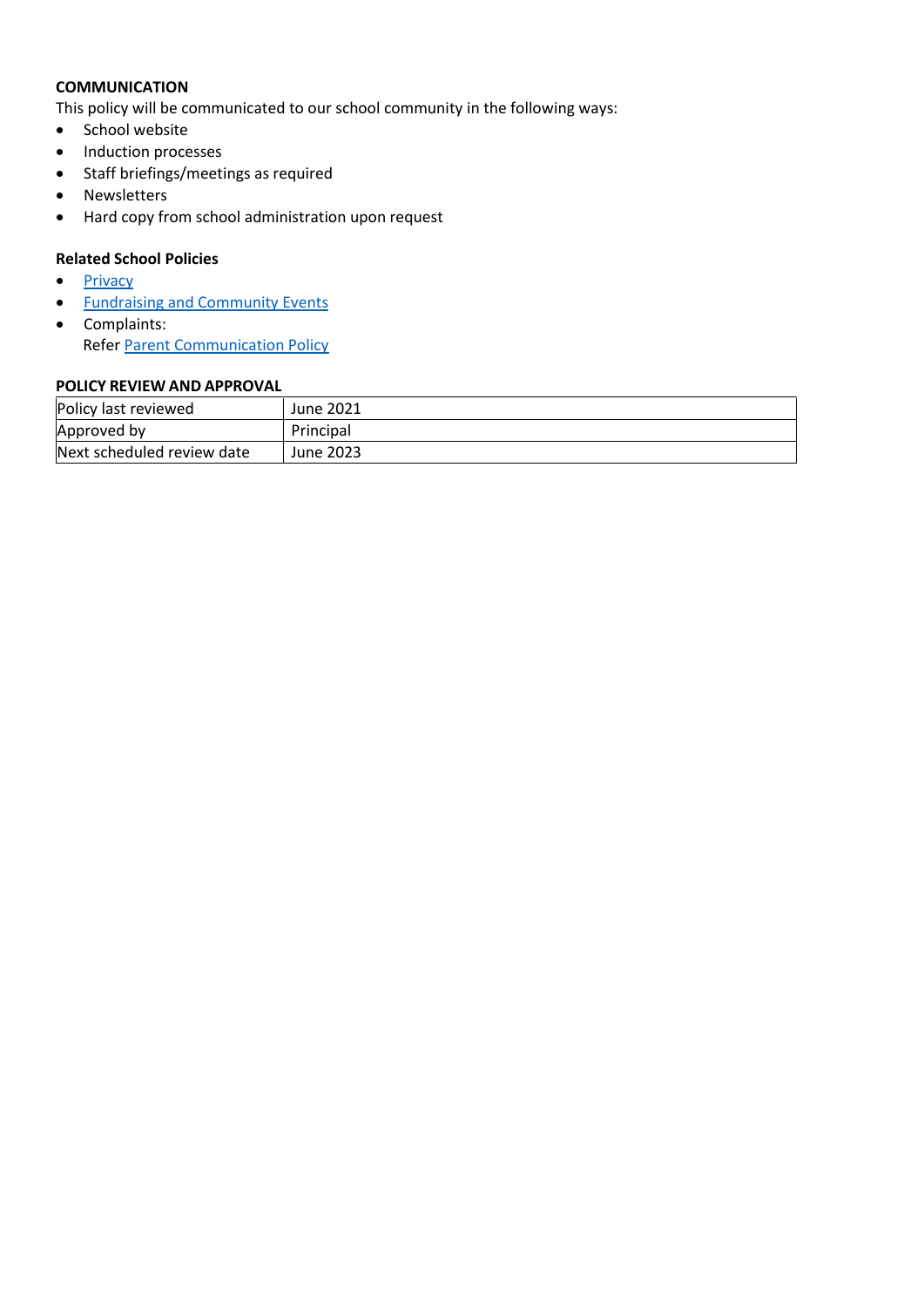**COMMUNICATION**

This policy will be communicated to our school community in the following ways:

- School website
- Induction processes
- Staff briefings/meetings as required
- Newsletters
- Hard copy from school administration upon request

**Related School Policies**

- Privacy
- Fundraising and Community Events
- Complaints:
  Refer Parent Communication Policy

**POLICY REVIEW AND APPROVAL**

| | |
|---|---|
| Policy last reviewed | June 2021 |
| Approved by | Principal |
| Next scheduled review date | June 2023 |